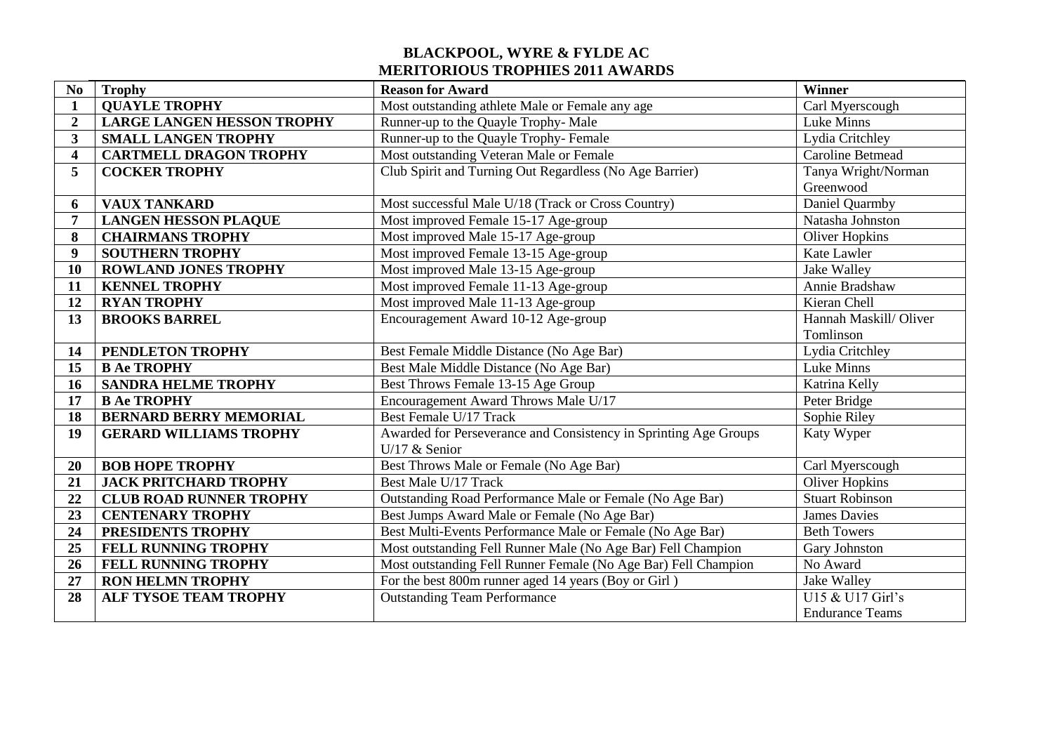# BLACKPOOL, WYRE & FYLDE AC
## MERITORIOUS TROPHIES 2011 AWARDS

| No | Trophy | Reason for Award | Winner |
|---|---|---|---|
| 1 | QUAYLE TROPHY | Most outstanding athlete Male or Female any age | Carl Myerscough |
| 2 | LARGE LANGEN HESSON TROPHY | Runner-up to the Quayle Trophy- Male | Luke Minns |
| 3 | SMALL LANGEN TROPHY | Runner-up to the Quayle Trophy- Female | Lydia Critchley |
| 4 | CARTMELL DRAGON TROPHY | Most outstanding Veteran Male or Female | Caroline Betmead |
| 5 | COCKER TROPHY | Club Spirit and Turning Out Regardless (No Age Barrier) | Tanya Wright/Norman Greenwood |
| 6 | VAUX TANKARD | Most successful Male U/18 (Track or Cross Country) | Daniel Quarmby |
| 7 | LANGEN HESSON PLAQUE | Most improved Female 15-17 Age-group | Natasha Johnston |
| 8 | CHAIRMANS TROPHY | Most improved Male 15-17 Age-group | Oliver Hopkins |
| 9 | SOUTHERN TROPHY | Most improved Female 13-15 Age-group | Kate Lawler |
| 10 | ROWLAND JONES TROPHY | Most improved Male 13-15 Age-group | Jake Walley |
| 11 | KENNEL TROPHY | Most improved Female 11-13 Age-group | Annie Bradshaw |
| 12 | RYAN TROPHY | Most improved Male 11-13 Age-group | Kieran Chell |
| 13 | BROOKS BARREL | Encouragement Award 10-12 Age-group | Hannah Maskill/ Oliver Tomlinson |
| 14 | PENDLETON TROPHY | Best Female Middle Distance (No Age Bar) | Lydia Critchley |
| 15 | B Ae TROPHY | Best Male Middle Distance (No Age Bar) | Luke Minns |
| 16 | SANDRA HELME TROPHY | Best Throws Female 13-15 Age Group | Katrina Kelly |
| 17 | B Ae TROPHY | Encouragement Award Throws Male U/17 | Peter Bridge |
| 18 | BERNARD BERRY MEMORIAL | Best Female U/17 Track | Sophie Riley |
| 19 | GERARD WILLIAMS TROPHY | Awarded for Perseverance and Consistency in Sprinting Age Groups U/17 & Senior | Katy Wyper |
| 20 | BOB HOPE TROPHY | Best Throws Male or Female (No Age Bar) | Carl Myerscough |
| 21 | JACK PRITCHARD TROPHY | Best Male U/17 Track | Oliver Hopkins |
| 22 | CLUB ROAD RUNNER TROPHY | Outstanding Road Performance Male or Female (No Age Bar) | Stuart Robinson |
| 23 | CENTENARY TROPHY | Best Jumps Award Male or Female (No Age Bar) | James Davies |
| 24 | PRESIDENTS TROPHY | Best Multi-Events Performance Male or Female (No Age Bar) | Beth Towers |
| 25 | FELL RUNNING TROPHY | Most outstanding Fell Runner Male (No Age Bar) Fell Champion | Gary Johnston |
| 26 | FELL RUNNING TROPHY | Most outstanding Fell Runner Female (No Age Bar) Fell Champion | No Award |
| 27 | RON HELMN TROPHY | For the best 800m runner aged 14 years (Boy or Girl ) | Jake Walley |
| 28 | ALF TYSOE TEAM TROPHY | Outstanding Team Performance | U15 & U17 Girl's Endurance Teams |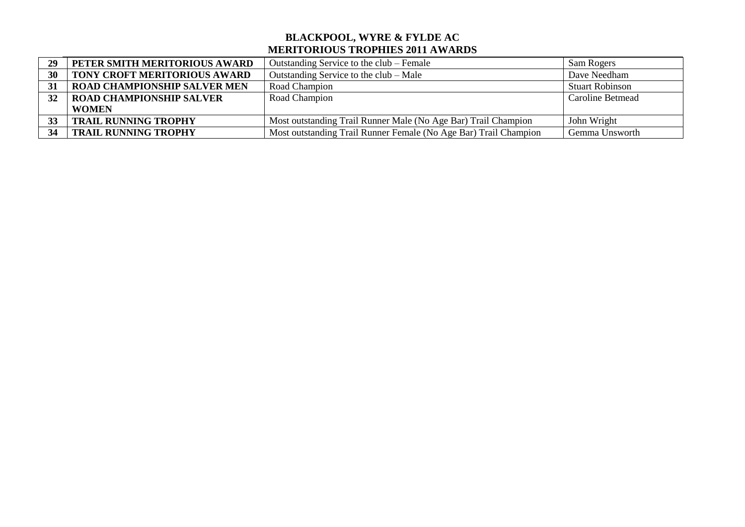**BLACKPOOL, WYRE & FYLDE AC**
**MERITORIOUS TROPHIES 2011 AWARDS**

| | | | |
|---|---|---|---|
| **29** | **PETER SMITH MERITORIOUS AWARD** | Outstanding Service to the club – Female | Sam Rogers |
| **30** | **TONY CROFT MERITORIOUS AWARD** | Outstanding Service to the club – Male | Dave Needham |
| **31** | **ROAD CHAMPIONSHIP SALVER MEN** | Road Champion | Stuart Robinson |
| **32** | **ROAD CHAMPIONSHIP SALVER WOMEN** | Road Champion | Caroline Betmead |
| **33** | **TRAIL RUNNING TROPHY** | Most outstanding Trail Runner Male (No Age Bar) Trail Champion | John Wright |
| **34** | **TRAIL RUNNING TROPHY** | Most outstanding Trail Runner Female (No Age Bar) Trail Champion | Gemma Unsworth |